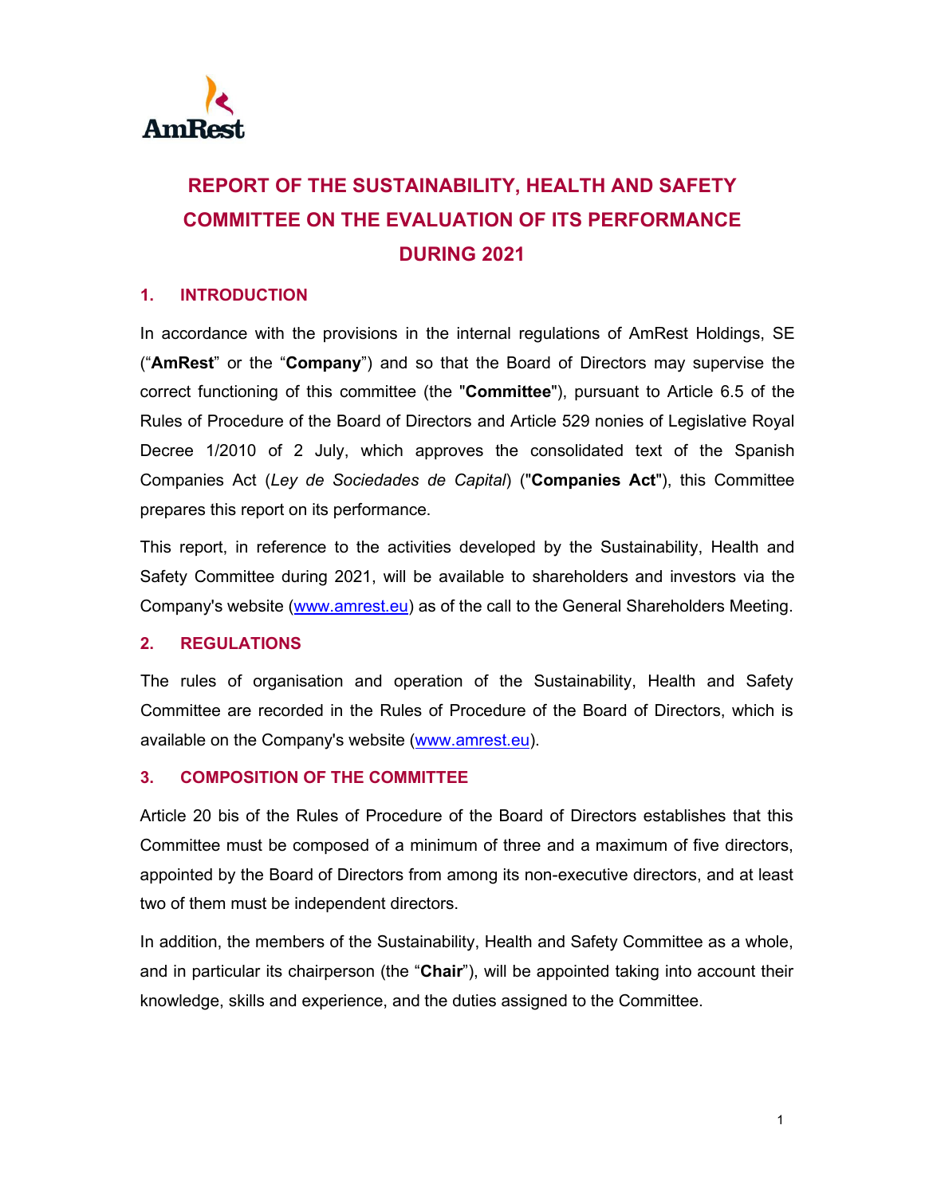# REPORT OF THE SUSTAINABILITY, HEALTH AND SAFETY COMMITTEE ON THE EVALUATION OF ITS PERFORMANCE DURING 2021

## 1. INTRODUCTION

In accordance with the provisions in the internal regulations of AmRest Holdings, SE ("**AmRest**" or the "**Company**") and so that the Board of Directors may supervise the correct functioning of this committee (the "**Committee**"), pursuant to Article 6.5 of the Rules of Procedure of the Board of Directors and Article 529 nonies of Legislative Royal Decree 1/2010 of 2 July, which approves the consolidated text of the Spanish Companies Act (*Ley de Sociedades de Capital*) ("**Companies Act**"), this Committee prepares this report on its performance.

This report, in reference to the activities developed by the Sustainability, Health and Safety Committee during 2021, will be available to shareholders and investors via the Company's website (www.amrest.eu) as of the call to the General Shareholders Meeting.

## 2. REGULATIONS

The rules of organisation and operation of the Sustainability, Health and Safety Committee are recorded in the Rules of Procedure of the Board of Directors, which is available on the Company's website (www.amrest.eu).

## 3. COMPOSITION OF THE COMMITTEE

Article 20 bis of the Rules of Procedure of the Board of Directors establishes that this Committee must be composed of a minimum of three and a maximum of five directors, appointed by the Board of Directors from among its non-executive directors, and at least two of them must be independent directors.

In addition, the members of the Sustainability, Health and Safety Committee as a whole, and in particular its chairperson (the "**Chair**"), will be appointed taking into account their knowledge, skills and experience, and the duties assigned to the Committee.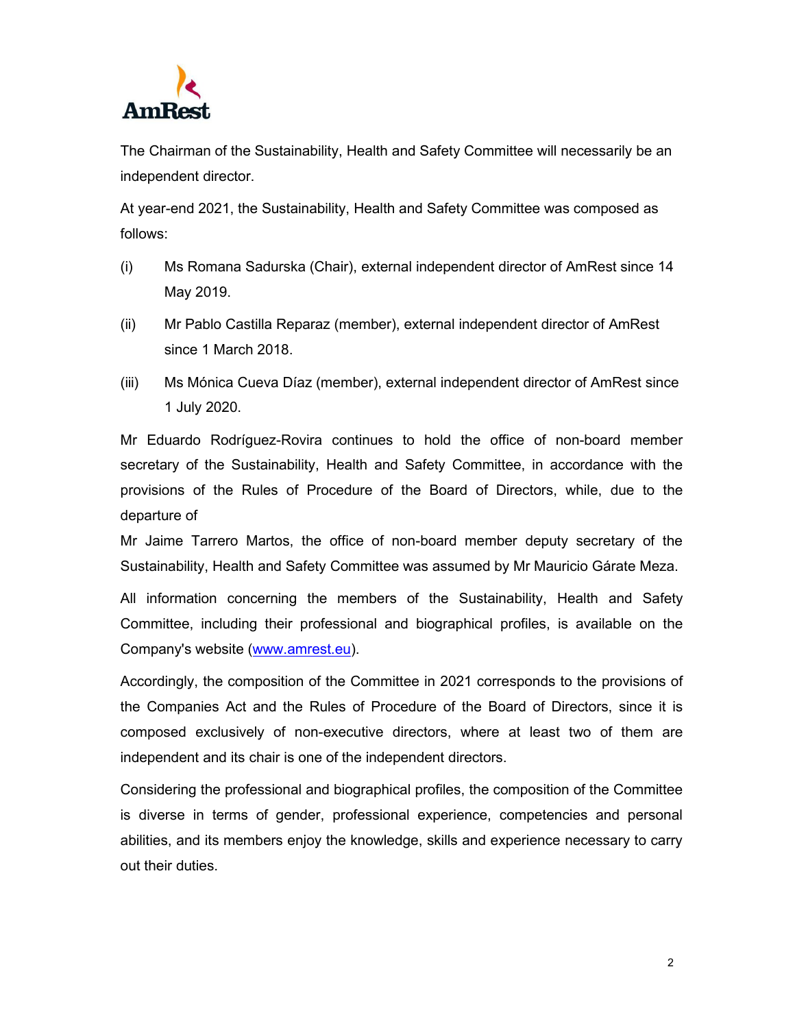The Chairman of the Sustainability, Health and Safety Committee will necessarily be an independent director.

At year-end 2021, the Sustainability, Health and Safety Committee was composed as follows:

(i) Ms Romana Sadurska (Chair), external independent director of AmRest since 14 May 2019.

(ii) Mr Pablo Castilla Reparaz (member), external independent director of AmRest since 1 March 2018.

(iii) Ms Mónica Cueva Díaz (member), external independent director of AmRest since 1 July 2020.

Mr Eduardo Rodríguez-Rovira continues to hold the office of non-board member secretary of the Sustainability, Health and Safety Committee, in accordance with the provisions of the Rules of Procedure of the Board of Directors, while, due to the departure of Mr Jaime Tarrero Martos, the office of non-board member deputy secretary of the Sustainability, Health and Safety Committee was assumed by Mr Mauricio Gárate Meza.

All information concerning the members of the Sustainability, Health and Safety Committee, including their professional and biographical profiles, is available on the Company's website (www.amrest.eu).

Accordingly, the composition of the Committee in 2021 corresponds to the provisions of the Companies Act and the Rules of Procedure of the Board of Directors, since it is composed exclusively of non-executive directors, where at least two of them are independent and its chair is one of the independent directors.

Considering the professional and biographical profiles, the composition of the Committee is diverse in terms of gender, professional experience, competencies and personal abilities, and its members enjoy the knowledge, skills and experience necessary to carry out their duties.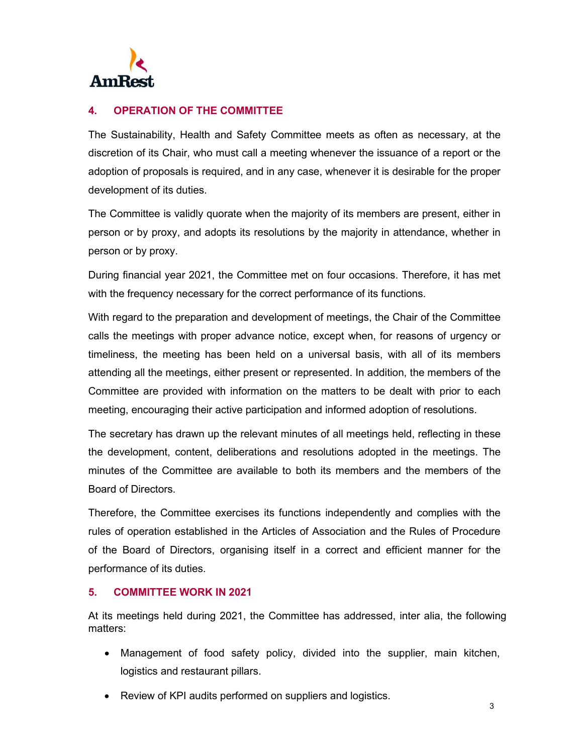## 4. OPERATION OF THE COMMITTEE

The Sustainability, Health and Safety Committee meets as often as necessary, at the discretion of its Chair, who must call a meeting whenever the issuance of a report or the adoption of proposals is required, and in any case, whenever it is desirable for the proper development of its duties.

The Committee is validly quorate when the majority of its members are present, either in person or by proxy, and adopts its resolutions by the majority in attendance, whether in person or by proxy.

During financial year 2021, the Committee met on four occasions. Therefore, it has met with the frequency necessary for the correct performance of its functions.

With regard to the preparation and development of meetings, the Chair of the Committee calls the meetings with proper advance notice, except when, for reasons of urgency or timeliness, the meeting has been held on a universal basis, with all of its members attending all the meetings, either present or represented. In addition, the members of the Committee are provided with information on the matters to be dealt with prior to each meeting, encouraging their active participation and informed adoption of resolutions.

The secretary has drawn up the relevant minutes of all meetings held, reflecting in these the development, content, deliberations and resolutions adopted in the meetings. The minutes of the Committee are available to both its members and the members of the Board of Directors.

Therefore, the Committee exercises its functions independently and complies with the rules of operation established in the Articles of Association and the Rules of Procedure of the Board of Directors, organising itself in a correct and efficient manner for the performance of its duties.

## 5. COMMITTEE WORK IN 2021

At its meetings held during 2021, the Committee has addressed, inter alia, the following matters:

- Management of food safety policy, divided into the supplier, main kitchen, logistics and restaurant pillars.
- Review of KPI audits performed on suppliers and logistics.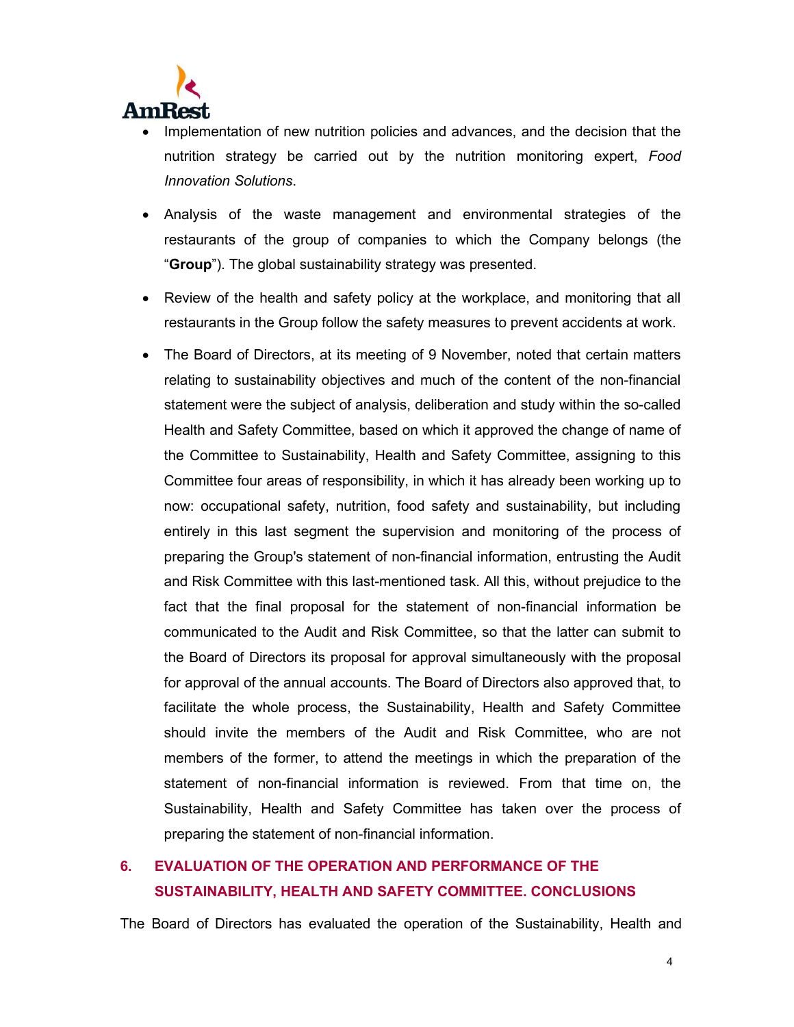- Implementation of new nutrition policies and advances, and the decision that the nutrition strategy be carried out by the nutrition monitoring expert, *Food Innovation Solutions*.
- Analysis of the waste management and environmental strategies of the restaurants of the group of companies to which the Company belongs (the "**Group**"). The global sustainability strategy was presented.
- Review of the health and safety policy at the workplace, and monitoring that all restaurants in the Group follow the safety measures to prevent accidents at work.
- The Board of Directors, at its meeting of 9 November, noted that certain matters relating to sustainability objectives and much of the content of the non-financial statement were the subject of analysis, deliberation and study within the so-called Health and Safety Committee, based on which it approved the change of name of the Committee to Sustainability, Health and Safety Committee, assigning to this Committee four areas of responsibility, in which it has already been working up to now: occupational safety, nutrition, food safety and sustainability, but including entirely in this last segment the supervision and monitoring of the process of preparing the Group's statement of non-financial information, entrusting the Audit and Risk Committee with this last-mentioned task. All this, without prejudice to the fact that the final proposal for the statement of non-financial information be communicated to the Audit and Risk Committee, so that the latter can submit to the Board of Directors its proposal for approval simultaneously with the proposal for approval of the annual accounts. The Board of Directors also approved that, to facilitate the whole process, the Sustainability, Health and Safety Committee should invite the members of the Audit and Risk Committee, who are not members of the former, to attend the meetings in which the preparation of the statement of non-financial information is reviewed. From that time on, the Sustainability, Health and Safety Committee has taken over the process of preparing the statement of non-financial information.

## 6. EVALUATION OF THE OPERATION AND PERFORMANCE OF THE SUSTAINABILITY, HEALTH AND SAFETY COMMITTEE. CONCLUSIONS

The Board of Directors has evaluated the operation of the Sustainability, Health and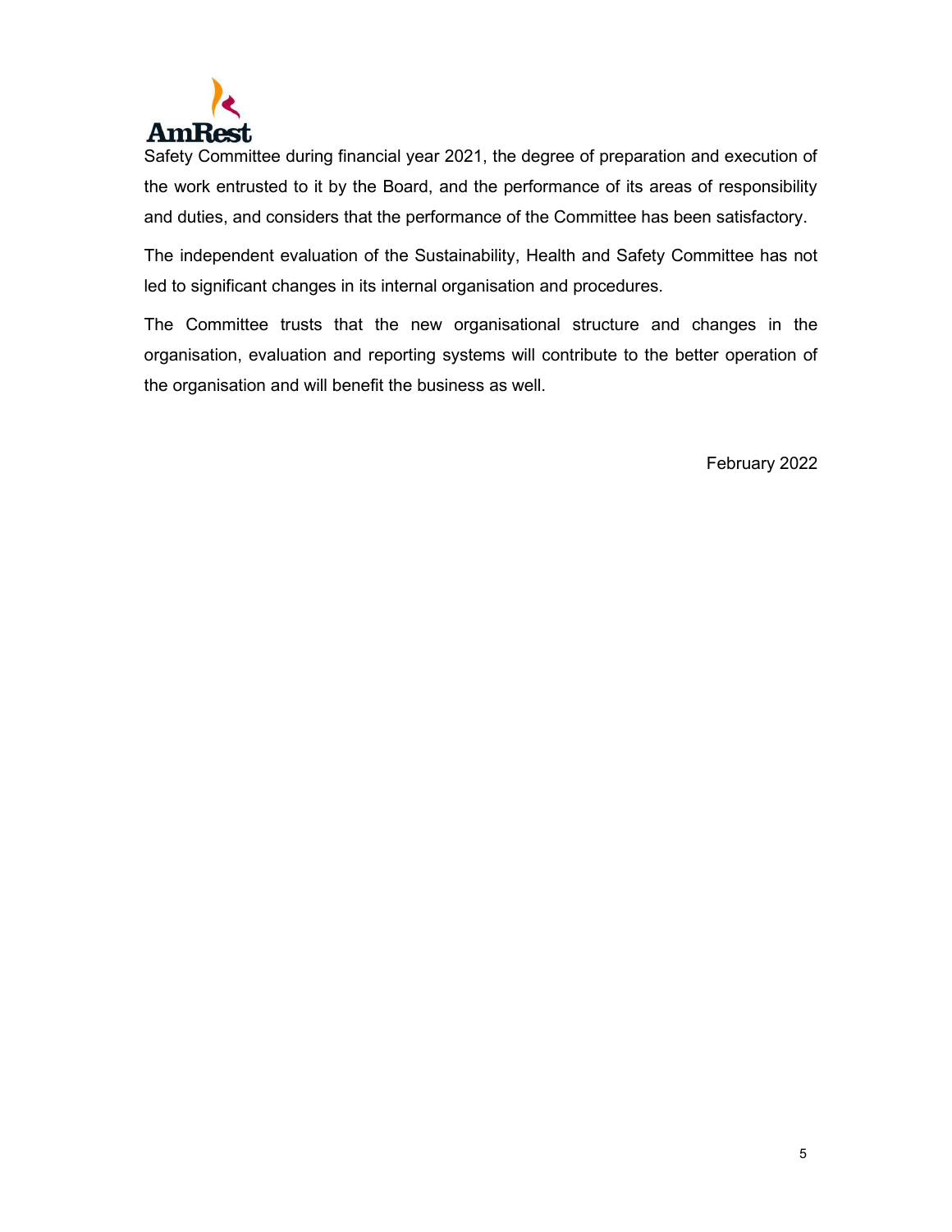Safety Committee during financial year 2021, the degree of preparation and execution of the work entrusted to it by the Board, and the performance of its areas of responsibility and duties, and considers that the performance of the Committee has been satisfactory.

The independent evaluation of the Sustainability, Health and Safety Committee has not led to significant changes in its internal organisation and procedures.

The Committee trusts that the new organisational structure and changes in the organisation, evaluation and reporting systems will contribute to the better operation of the organisation and will benefit the business as well.

February 2022